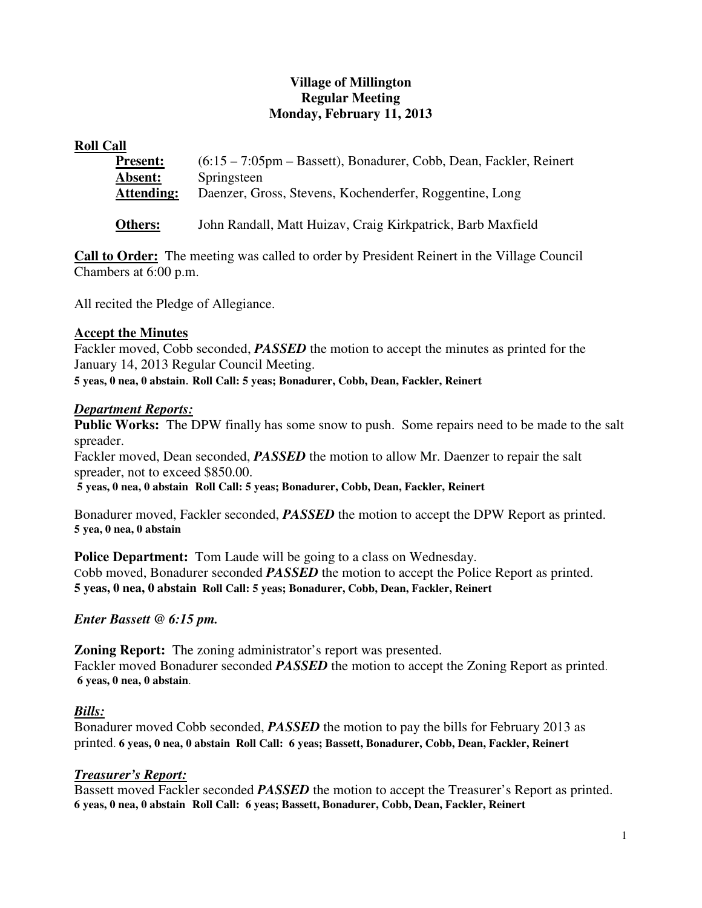**Village of Millington**
**Regular Meeting**
**Monday, February 11, 2013**

## Roll Call

**Present:** (6:15 – 7:05pm – Bassett), Bonadurer, Cobb, Dean, Fackler, Reinert
**Absent:** Springsteen
**Attending:** Daenzer, Gross, Stevens, Kochenderfer, Roggentine, Long

**Others:** John Randall, Matt Huizav, Craig Kirkpatrick, Barb Maxfield

**Call to Order:** The meeting was called to order by President Reinert in the Village Council Chambers at 6:00 p.m.

All recited the Pledge of Allegiance.

## Accept the Minutes

Fackler moved, Cobb seconded, ***PASSED*** the motion to accept the minutes as printed for the January 14, 2013 Regular Council Meeting.
**5 yeas, 0 nea, 0 abstain. Roll Call: 5 yeas; Bonadurer, Cobb, Dean, Fackler, Reinert**

## *Department Reports:*

**Public Works:** The DPW finally has some snow to push. Some repairs need to be made to the salt spreader.
Fackler moved, Dean seconded, ***PASSED*** the motion to allow Mr. Daenzer to repair the salt spreader, not to exceed $850.00.
**5 yeas, 0 nea, 0 abstain Roll Call: 5 yeas; Bonadurer, Cobb, Dean, Fackler, Reinert**

Bonadurer moved, Fackler seconded, ***PASSED*** the motion to accept the DPW Report as printed.
**5 yea, 0 nea, 0 abstain**

**Police Department:** Tom Laude will be going to a class on Wednesday.
Cobb moved, Bonadurer seconded ***PASSED*** the motion to accept the Police Report as printed.
**5 yeas, 0 nea, 0 abstain Roll Call: 5 yeas; Bonadurer, Cobb, Dean, Fackler, Reinert**

***Enter Bassett @ 6:15 pm.***

**Zoning Report:** The zoning administrator's report was presented.
Fackler moved Bonadurer seconded ***PASSED*** the motion to accept the Zoning Report as printed.
**6 yeas, 0 nea, 0 abstain.**

## *Bills:*

Bonadurer moved Cobb seconded, ***PASSED*** the motion to pay the bills for February 2013 as printed. **6 yeas, 0 nea, 0 abstain Roll Call: 6 yeas; Bassett, Bonadurer, Cobb, Dean, Fackler, Reinert**

## *Treasurer's Report:*

Bassett moved Fackler seconded ***PASSED*** the motion to accept the Treasurer's Report as printed.
**6 yeas, 0 nea, 0 abstain Roll Call: 6 yeas; Bassett, Bonadurer, Cobb, Dean, Fackler, Reinert**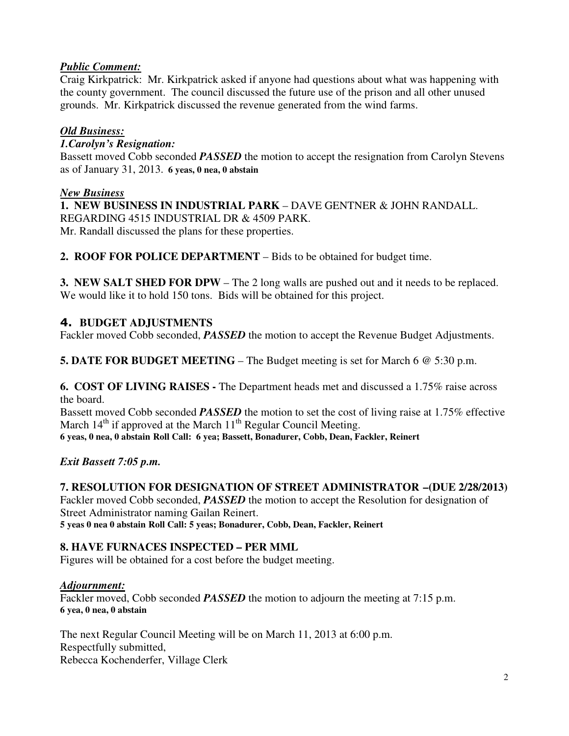***Public Comment:***

Craig Kirkpatrick: Mr. Kirkpatrick asked if anyone had questions about what was happening with the county government. The council discussed the future use of the prison and all other unused grounds. Mr. Kirkpatrick discussed the revenue generated from the wind farms.

***Old Business:***

***1.Carolyn's Resignation:***

Bassett moved Cobb seconded ***PASSED*** the motion to accept the resignation from Carolyn Stevens as of January 31, 2013. **6 yeas, 0 nea, 0 abstain**

***New Business***

**1. NEW BUSINESS IN INDUSTRIAL PARK** – DAVE GENTNER & JOHN RANDALL. REGARDING 4515 INDUSTRIAL DR & 4509 PARK.

Mr. Randall discussed the plans for these properties.

**2. ROOF FOR POLICE DEPARTMENT** – Bids to be obtained for budget time.

**3. NEW SALT SHED FOR DPW** – The 2 long walls are pushed out and it needs to be replaced. We would like it to hold 150 tons. Bids will be obtained for this project.

**4. BUDGET ADJUSTMENTS**

Fackler moved Cobb seconded, ***PASSED*** the motion to accept the Revenue Budget Adjustments.

**5. DATE FOR BUDGET MEETING** – The Budget meeting is set for March 6 @ 5:30 p.m.

**6. COST OF LIVING RAISES -** The Department heads met and discussed a 1.75% raise across the board.

Bassett moved Cobb seconded ***PASSED*** the motion to set the cost of living raise at 1.75% effective March 14th if approved at the March 11th Regular Council Meeting.

**6 yeas, 0 nea, 0 abstain Roll Call: 6 yea; Bassett, Bonadurer, Cobb, Dean, Fackler, Reinert**

***Exit Bassett 7:05 p.m.***

**7. RESOLUTION FOR DESIGNATION OF STREET ADMINISTRATOR –(DUE 2/28/2013)**

Fackler moved Cobb seconded, ***PASSED*** the motion to accept the Resolution for designation of Street Administrator naming Gailan Reinert.

**5 yeas 0 nea 0 abstain Roll Call: 5 yeas; Bonadurer, Cobb, Dean, Fackler, Reinert**

**8. HAVE FURNACES INSPECTED – PER MML**

Figures will be obtained for a cost before the budget meeting.

***Adjournment:***

Fackler moved, Cobb seconded ***PASSED*** the motion to adjourn the meeting at 7:15 p.m.

**6 yea, 0 nea, 0 abstain**

The next Regular Council Meeting will be on March 11, 2013 at 6:00 p.m.

Respectfully submitted,

Rebecca Kochenderfer, Village Clerk